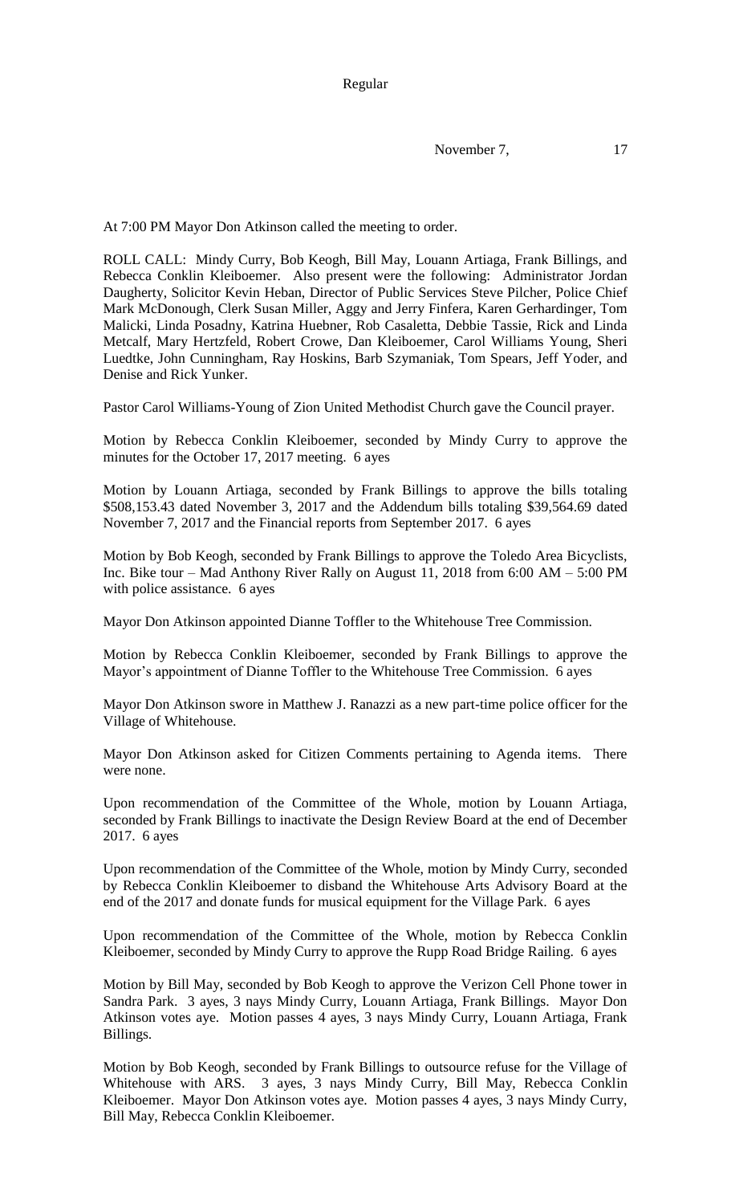Regular

November 7, 17

At 7:00 PM Mayor Don Atkinson called the meeting to order.

ROLL CALL: Mindy Curry, Bob Keogh, Bill May, Louann Artiaga, Frank Billings, and Rebecca Conklin Kleiboemer. Also present were the following: Administrator Jordan Daugherty, Solicitor Kevin Heban, Director of Public Services Steve Pilcher, Police Chief Mark McDonough, Clerk Susan Miller, Aggy and Jerry Finfera, Karen Gerhardinger, Tom Malicki, Linda Posadny, Katrina Huebner, Rob Casaletta, Debbie Tassie, Rick and Linda Metcalf, Mary Hertzfeld, Robert Crowe, Dan Kleiboemer, Carol Williams Young, Sheri Luedtke, John Cunningham, Ray Hoskins, Barb Szymaniak, Tom Spears, Jeff Yoder, and Denise and Rick Yunker.

Pastor Carol Williams-Young of Zion United Methodist Church gave the Council prayer.

Motion by Rebecca Conklin Kleiboemer, seconded by Mindy Curry to approve the minutes for the October 17, 2017 meeting. 6 ayes

Motion by Louann Artiaga, seconded by Frank Billings to approve the bills totaling $508,153.43 dated November 3, 2017 and the Addendum bills totaling $39,564.69 dated November 7, 2017 and the Financial reports from September 2017. 6 ayes

Motion by Bob Keogh, seconded by Frank Billings to approve the Toledo Area Bicyclists, Inc. Bike tour – Mad Anthony River Rally on August 11, 2018 from 6:00 AM – 5:00 PM with police assistance. 6 ayes

Mayor Don Atkinson appointed Dianne Toffler to the Whitehouse Tree Commission.

Motion by Rebecca Conklin Kleiboemer, seconded by Frank Billings to approve the Mayor's appointment of Dianne Toffler to the Whitehouse Tree Commission. 6 ayes

Mayor Don Atkinson swore in Matthew J. Ranazzi as a new part-time police officer for the Village of Whitehouse.

Mayor Don Atkinson asked for Citizen Comments pertaining to Agenda items. There were none.

Upon recommendation of the Committee of the Whole, motion by Louann Artiaga, seconded by Frank Billings to inactivate the Design Review Board at the end of December 2017. 6 ayes

Upon recommendation of the Committee of the Whole, motion by Mindy Curry, seconded by Rebecca Conklin Kleiboemer to disband the Whitehouse Arts Advisory Board at the end of the 2017 and donate funds for musical equipment for the Village Park. 6 ayes

Upon recommendation of the Committee of the Whole, motion by Rebecca Conklin Kleiboemer, seconded by Mindy Curry to approve the Rupp Road Bridge Railing. 6 ayes

Motion by Bill May, seconded by Bob Keogh to approve the Verizon Cell Phone tower in Sandra Park. 3 ayes, 3 nays Mindy Curry, Louann Artiaga, Frank Billings. Mayor Don Atkinson votes aye. Motion passes 4 ayes, 3 nays Mindy Curry, Louann Artiaga, Frank Billings.

Motion by Bob Keogh, seconded by Frank Billings to outsource refuse for the Village of Whitehouse with ARS. 3 ayes, 3 nays Mindy Curry, Bill May, Rebecca Conklin Kleiboemer. Mayor Don Atkinson votes aye. Motion passes 4 ayes, 3 nays Mindy Curry, Bill May, Rebecca Conklin Kleiboemer.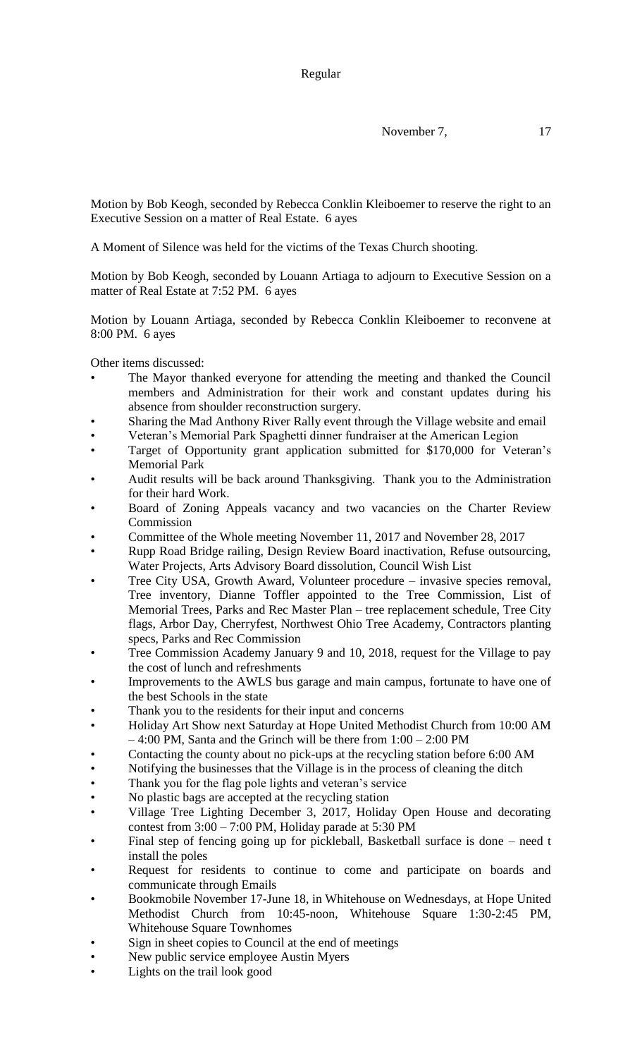Motion by Bob Keogh, seconded by Rebecca Conklin Kleiboemer to reserve the right to an Executive Session on a matter of Real Estate. 6 ayes

A Moment of Silence was held for the victims of the Texas Church shooting.

Motion by Bob Keogh, seconded by Louann Artiaga to adjourn to Executive Session on a matter of Real Estate at 7:52 PM. 6 ayes

Motion by Louann Artiaga, seconded by Rebecca Conklin Kleiboemer to reconvene at 8:00 PM. 6 ayes

Other items discussed:

- The Mayor thanked everyone for attending the meeting and thanked the Council members and Administration for their work and constant updates during his absence from shoulder reconstruction surgery.
- Sharing the Mad Anthony River Rally event through the Village website and email
- Veteran's Memorial Park Spaghetti dinner fundraiser at the American Legion
- Target of Opportunity grant application submitted for $170,000 for Veteran's Memorial Park
- Audit results will be back around Thanksgiving. Thank you to the Administration for their hard Work.
- Board of Zoning Appeals vacancy and two vacancies on the Charter Review Commission
- Committee of the Whole meeting November 11, 2017 and November 28, 2017
- Rupp Road Bridge railing, Design Review Board inactivation, Refuse outsourcing, Water Projects, Arts Advisory Board dissolution, Council Wish List
- Tree City USA, Growth Award, Volunteer procedure – invasive species removal, Tree inventory, Dianne Toffler appointed to the Tree Commission, List of Memorial Trees, Parks and Rec Master Plan – tree replacement schedule, Tree City flags, Arbor Day, Cherryfest, Northwest Ohio Tree Academy, Contractors planting specs, Parks and Rec Commission
- Tree Commission Academy January 9 and 10, 2018, request for the Village to pay the cost of lunch and refreshments
- Improvements to the AWLS bus garage and main campus, fortunate to have one of the best Schools in the state
- Thank you to the residents for their input and concerns
- Holiday Art Show next Saturday at Hope United Methodist Church from 10:00 AM – 4:00 PM, Santa and the Grinch will be there from 1:00 – 2:00 PM
- Contacting the county about no pick-ups at the recycling station before 6:00 AM
- Notifying the businesses that the Village is in the process of cleaning the ditch
- Thank you for the flag pole lights and veteran's service
- No plastic bags are accepted at the recycling station
- Village Tree Lighting December 3, 2017, Holiday Open House and decorating contest from 3:00 – 7:00 PM, Holiday parade at 5:30 PM
- Final step of fencing going up for pickleball, Basketball surface is done – need t install the poles
- Request for residents to continue to come and participate on boards and communicate through Emails
- Bookmobile November 17-June 18, in Whitehouse on Wednesdays, at Hope United Methodist Church from 10:45-noon, Whitehouse Square 1:30-2:45 PM, Whitehouse Square Townhomes
- Sign in sheet copies to Council at the end of meetings
- New public service employee Austin Myers
- Lights on the trail look good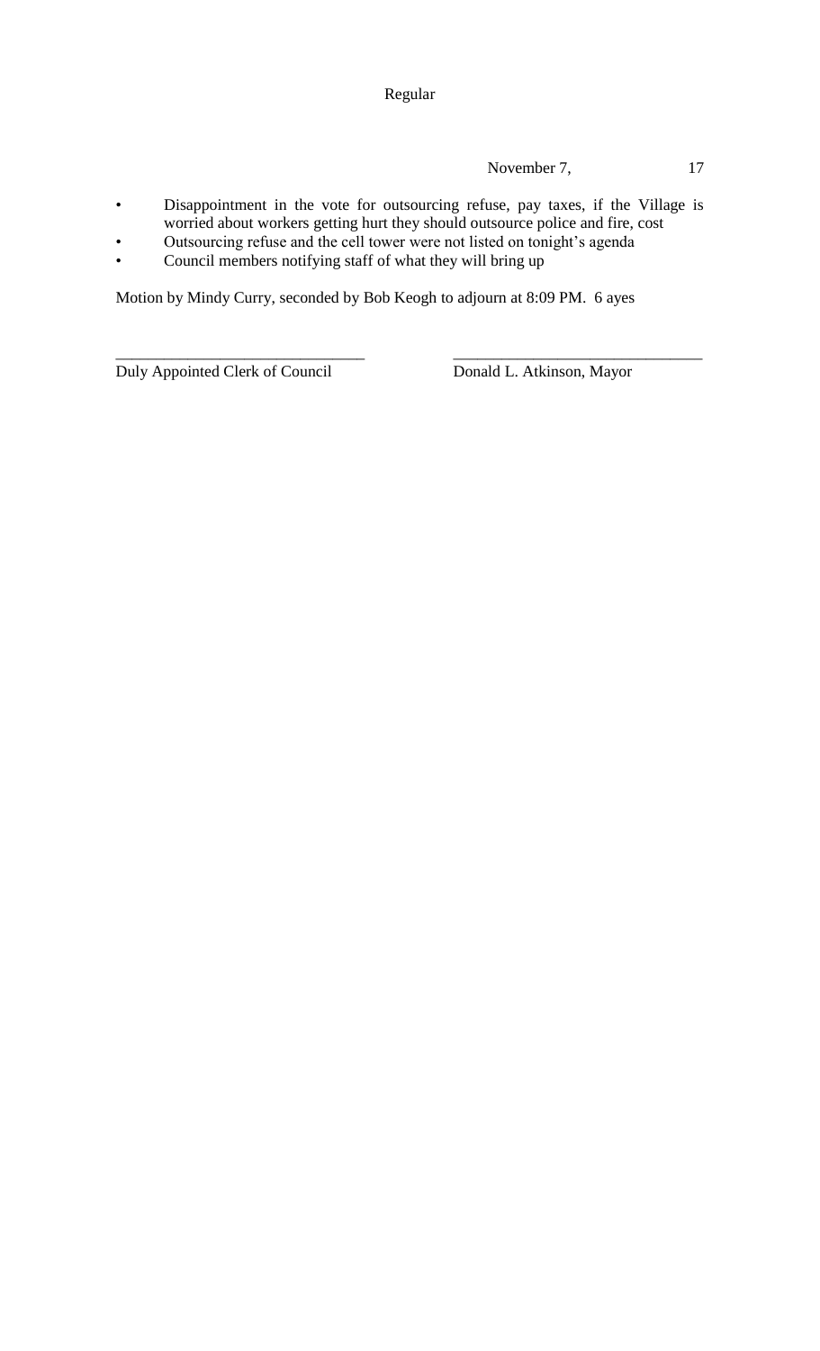- Disappointment in the vote for outsourcing refuse, pay taxes, if the Village is worried about workers getting hurt they should outsource police and fire, cost
- Outsourcing refuse and the cell tower were not listed on tonight's agenda
- Council members notifying staff of what they will bring up

Motion by Mindy Curry, seconded by Bob Keogh to adjourn at 8:09 PM. 6 ayes

| | |
|---|---|
| _______________________________ | _______________________________ |
| Duly Appointed Clerk of Council | Donald L. Atkinson, Mayor |